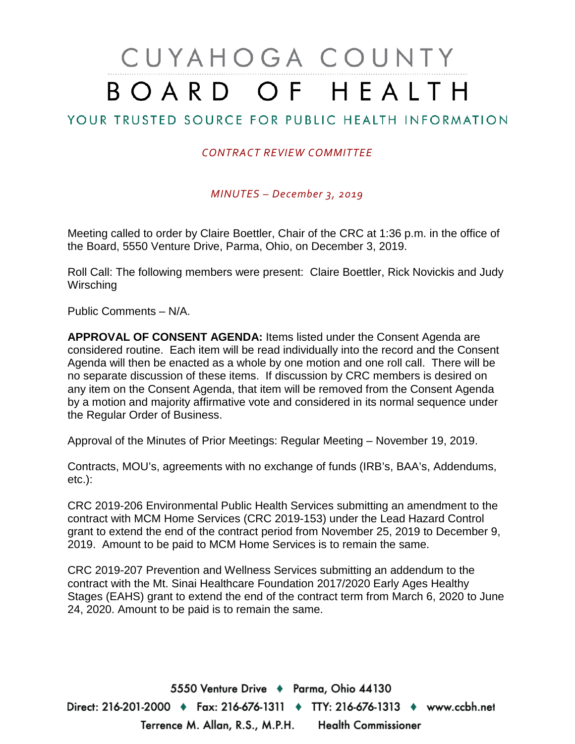# CUYAHOGA COUNTY BOARD OF HEALTH

## YOUR TRUSTED SOURCE FOR PUBLIC HEALTH INFORMATION

*CONTRACT REVIEW COMMITTEE*

*MINUTES – December 3, 2019*

Meeting called to order by Claire Boettler, Chair of the CRC at 1:36 p.m. in the office of the Board, 5550 Venture Drive, Parma, Ohio, on December 3, 2019.

Roll Call: The following members were present: Claire Boettler, Rick Novickis and Judy Wirsching

Public Comments – N/A.

**APPROVAL OF CONSENT AGENDA:** Items listed under the Consent Agenda are considered routine. Each item will be read individually into the record and the Consent Agenda will then be enacted as a whole by one motion and one roll call. There will be no separate discussion of these items. If discussion by CRC members is desired on any item on the Consent Agenda, that item will be removed from the Consent Agenda by a motion and majority affirmative vote and considered in its normal sequence under the Regular Order of Business.

Approval of the Minutes of Prior Meetings: Regular Meeting – November 19, 2019.

Contracts, MOU's, agreements with no exchange of funds (IRB's, BAA's, Addendums, etc.):

CRC 2019-206 Environmental Public Health Services submitting an amendment to the contract with MCM Home Services (CRC 2019-153) under the Lead Hazard Control grant to extend the end of the contract period from November 25, 2019 to December 9, 2019. Amount to be paid to MCM Home Services is to remain the same.

CRC 2019-207 Prevention and Wellness Services submitting an addendum to the contract with the Mt. Sinai Healthcare Foundation 2017/2020 Early Ages Healthy Stages (EAHS) grant to extend the end of the contract term from March 6, 2020 to June 24, 2020. Amount to be paid is to remain the same.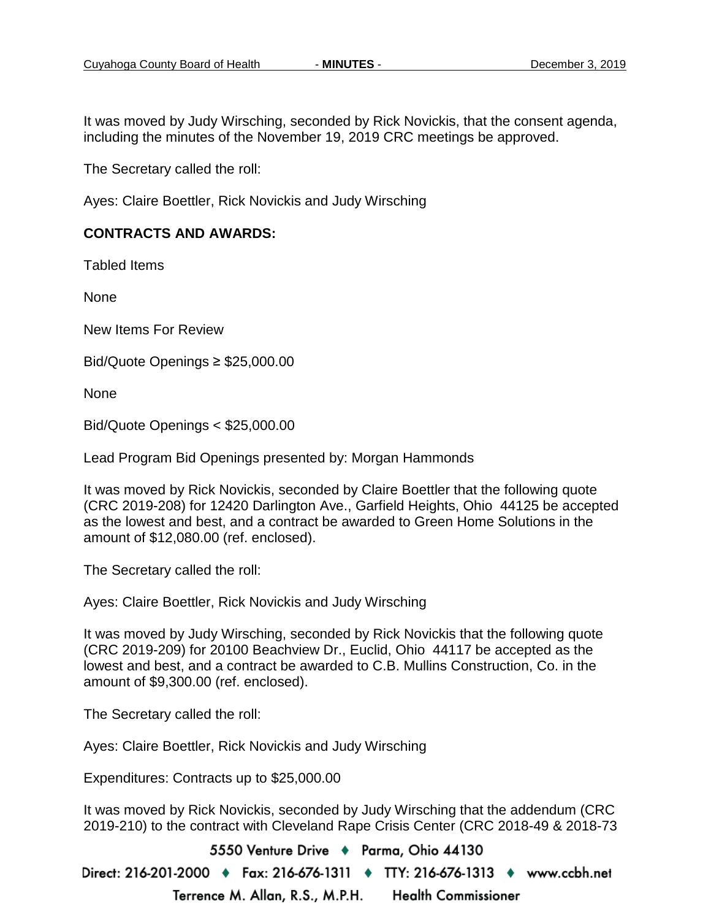It was moved by Judy Wirsching, seconded by Rick Novickis, that the consent agenda, including the minutes of the November 19, 2019 CRC meetings be approved.

The Secretary called the roll:

Ayes: Claire Boettler, Rick Novickis and Judy Wirsching

**CONTRACTS AND AWARDS:**

Tabled Items

None

New Items For Review

Bid/Quote Openings ≥ $25,000.00

None

Bid/Quote Openings < $25,000.00

Lead Program Bid Openings presented by: Morgan Hammonds

It was moved by Rick Novickis, seconded by Claire Boettler that the following quote (CRC 2019-208) for 12420 Darlington Ave., Garfield Heights, Ohio 44125 be accepted as the lowest and best, and a contract be awarded to Green Home Solutions in the amount of $12,080.00 (ref. enclosed).

The Secretary called the roll:

Ayes: Claire Boettler, Rick Novickis and Judy Wirsching

It was moved by Judy Wirsching, seconded by Rick Novickis that the following quote (CRC 2019-209) for 20100 Beachview Dr., Euclid, Ohio 44117 be accepted as the lowest and best, and a contract be awarded to C.B. Mullins Construction, Co. in the amount of $9,300.00 (ref. enclosed).

The Secretary called the roll:

Ayes: Claire Boettler, Rick Novickis and Judy Wirsching

Expenditures: Contracts up to $25,000.00

It was moved by Rick Novickis, seconded by Judy Wirsching that the addendum (CRC 2019-210) to the contract with Cleveland Rape Crisis Center (CRC 2018-49 & 2018-73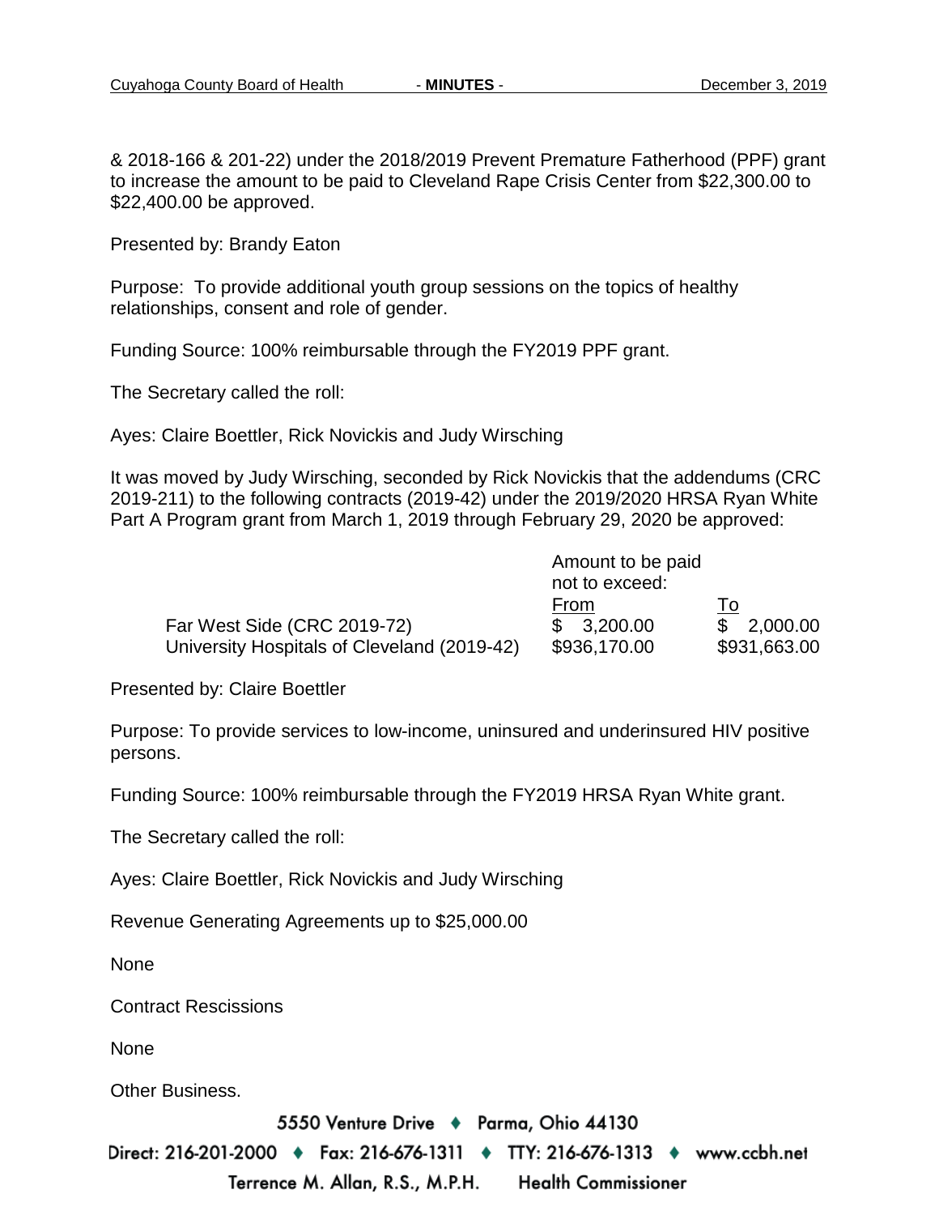& 2018-166 & 201-22) under the 2018/2019 Prevent Premature Fatherhood (PPF) grant to increase the amount to be paid to Cleveland Rape Crisis Center from $22,300.00 to $22,400.00 be approved.

Presented by: Brandy Eaton

Purpose: To provide additional youth group sessions on the topics of healthy relationships, consent and role of gender.

Funding Source: 100% reimbursable through the FY2019 PPF grant.

The Secretary called the roll:

Ayes: Claire Boettler, Rick Novickis and Judy Wirsching

It was moved by Judy Wirsching, seconded by Rick Novickis that the addendums (CRC 2019-211) to the following contracts (2019-42) under the 2019/2020 HRSA Ryan White Part A Program grant from March 1, 2019 through February 29, 2020 be approved:

| | Amount to be paid not to exceed: | |
|---|---|---|
| | From | To |
| Far West Side (CRC 2019-72) | $ 3,200.00 | $ 2,000.00 |
| University Hospitals of Cleveland (2019-42) | $936,170.00 | $931,663.00 |

Presented by: Claire Boettler

Purpose: To provide services to low-income, uninsured and underinsured HIV positive persons.

Funding Source: 100% reimbursable through the FY2019 HRSA Ryan White grant.

The Secretary called the roll:

Ayes: Claire Boettler, Rick Novickis and Judy Wirsching

Revenue Generating Agreements up to $25,000.00

None

Contract Rescissions

None

Other Business.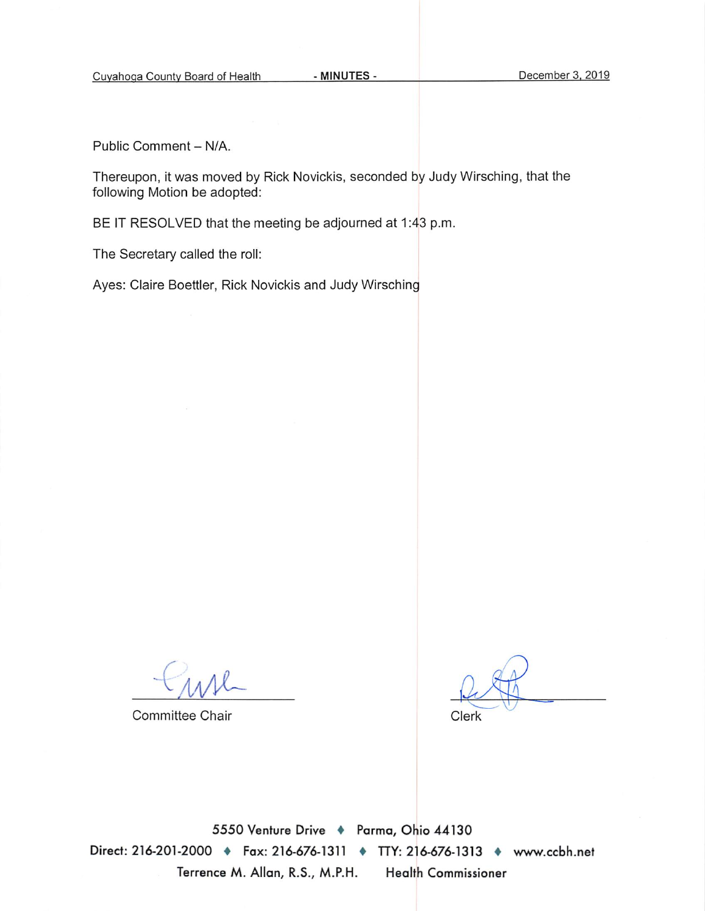Public Comment – N/A.

Thereupon, it was moved by Rick Novickis, seconded by Judy Wirsching, that the following Motion be adopted:

BE IT RESOLVED that the meeting be adjourned at 1:43 p.m.

The Secretary called the roll:

Ayes: Claire Boettler, Rick Novickis and Judy Wirsching

Committee Chair

Clerk

5550 Venture Drive ♦ Parma, Ohio 44130

Direct: 216-201-2000 ♦ Fax: 216-676-1311 ♦ TTY: 216-676-1313 ♦ www.ccbh.net

Terrence M. Allan, R.S., M.P.H. Health Commissioner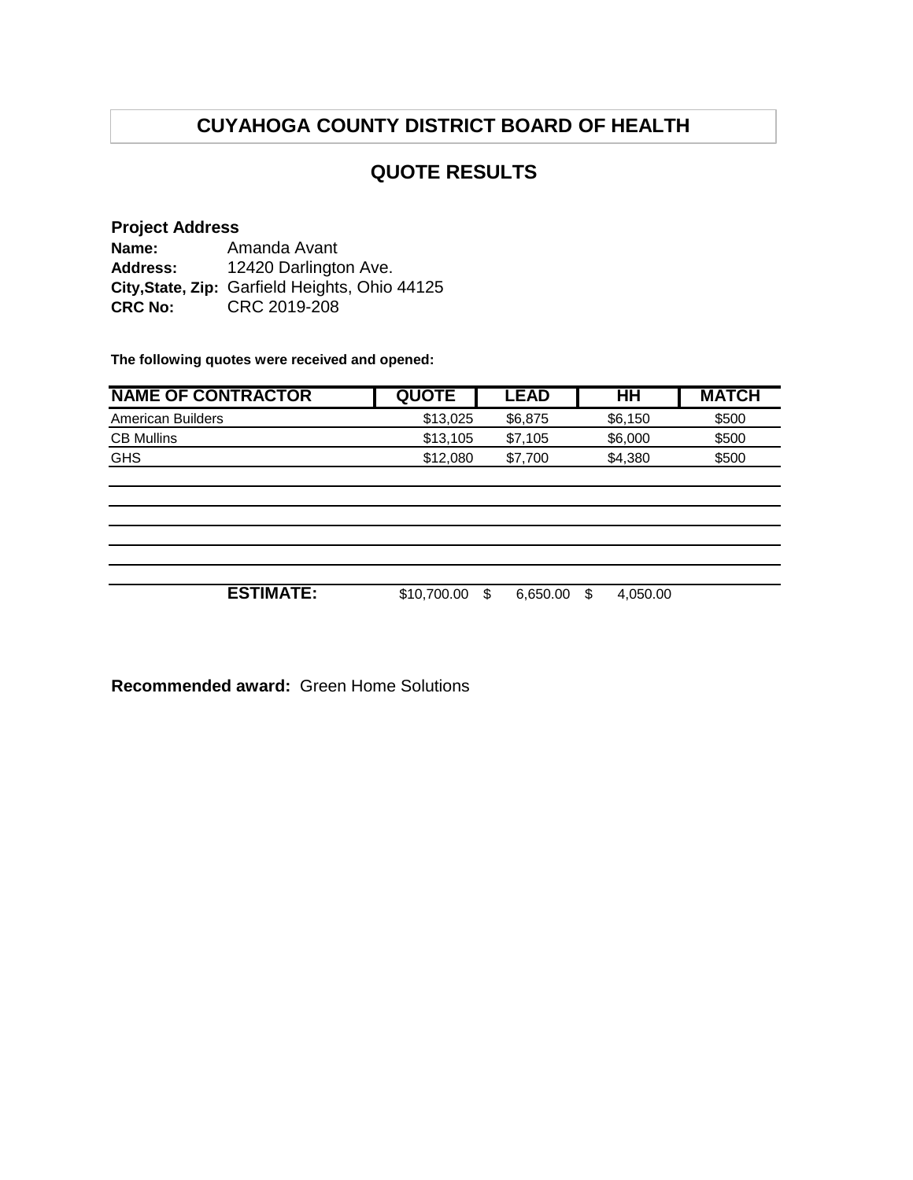# CUYAHOGA COUNTY DISTRICT BOARD OF HEALTH

## QUOTE RESULTS

**Project Address**

**Name:** Amanda Avant
**Address:** 12420 Darlington Ave.
**City,State, Zip:** Garfield Heights, Ohio 44125
**CRC No:** CRC 2019-208

**The following quotes were received and opened:**

| NAME OF CONTRACTOR | QUOTE | LEAD | HH | MATCH |
|---|---|---|---|---|
| American Builders | $13,025 | $6,875 | $6,150 | $500 |
| CB Mullins | $13,105 | $7,105 | $6,000 | $500 |
| GHS | $12,080 | $7,700 | $4,380 | $500 |
| | | | | |
| | | | | |
| | | | | |
| | | | | |
| | | | | |
| **ESTIMATE:** | $10,700.00 | $ 6,650.00 | $ 4,050.00 | |

**Recommended award:** Green Home Solutions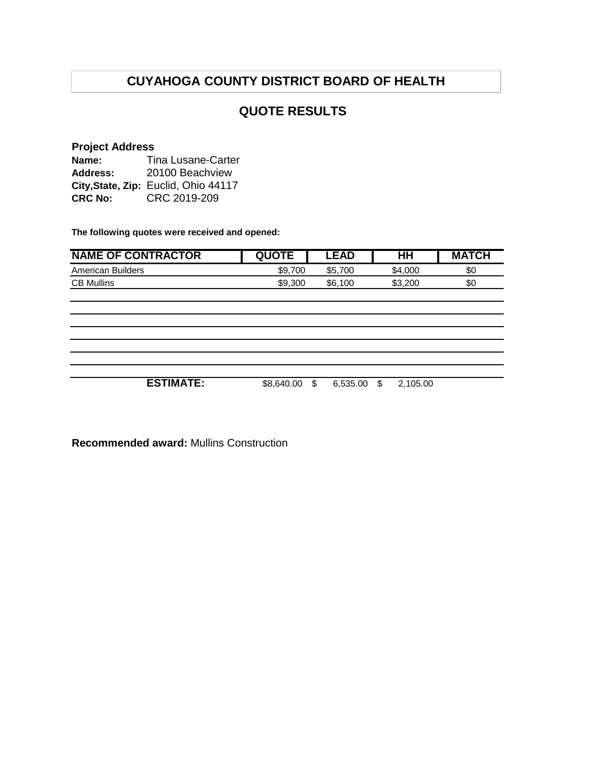# CUYAHOGA COUNTY DISTRICT BOARD OF HEALTH

## QUOTE RESULTS

**Project Address**

**Name:** Tina Lusane-Carter
**Address:** 20100 Beachview
**City,State, Zip:** Euclid, Ohio 44117
**CRC No:** CRC 2019-209

**The following quotes were received and opened:**

| NAME OF CONTRACTOR | QUOTE | LEAD | HH | MATCH |
|---|---|---|---|---|
| American Builders | $9,700 | $5,700 | $4,000 | $0 |
| CB Mullins | $9,300 | $6,100 | $3,200 | $0 |
| | | | | |
| | | | | |
| | | | | |
| | | | | |
| | | | | |
| | | | | |
| **ESTIMATE:** | $8,640.00 | $ 6,535.00 | $ 2,105.00 | |

**Recommended award:** Mullins Construction